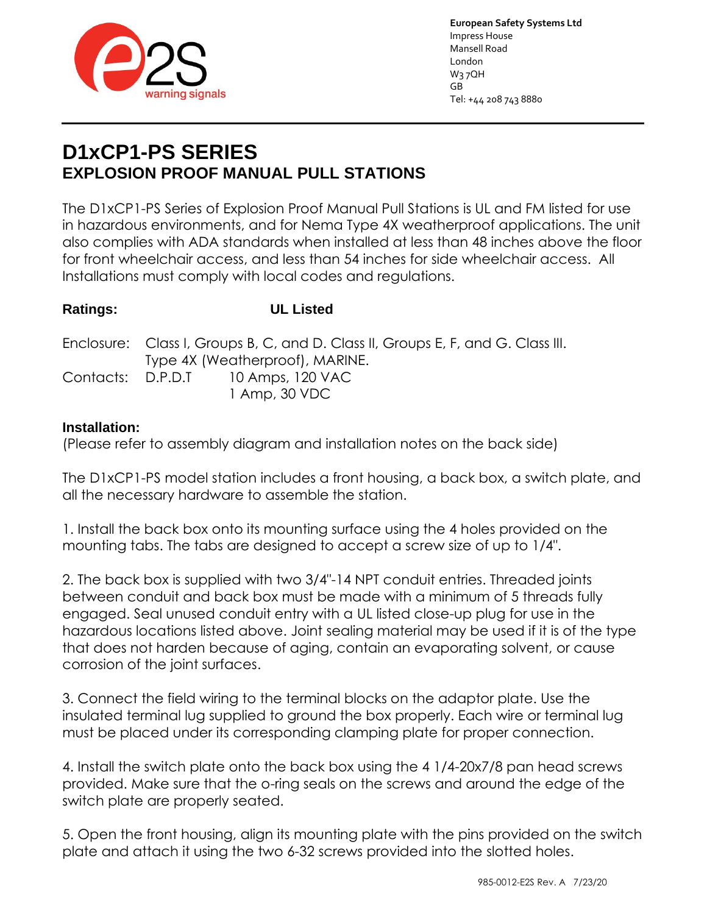European Safety Systems Ltd
Impress House
Mansell Road
London
W3 7QH
GB
Tel: +44 208 743 8880

# D1xCP1-PS SERIES
## EXPLOSION PROOF MANUAL PULL STATIONS

The D1xCP1-PS Series of Explosion Proof Manual Pull Stations is UL and FM listed for use in hazardous environments, and for Nema Type 4X weatherproof applications. The unit also complies with ADA standards when installed at less than 48 inches above the floor for front wheelchair access, and less than 54 inches for side wheelchair access. All Installations must comply with local codes and regulations.

**Ratings:** **UL Listed**

Enclosure: Class I, Groups B, C, and D. Class II, Groups E, F, and G. Class III. Type 4X (Weatherproof), MARINE.
Contacts: D.P.D.T 10 Amps, 120 VAC
1 Amp, 30 VDC

**Installation:**
(Please refer to assembly diagram and installation notes on the back side)

The D1xCP1-PS model station includes a front housing, a back box, a switch plate, and all the necessary hardware to assemble the station.

1. Install the back box onto its mounting surface using the 4 holes provided on the mounting tabs. The tabs are designed to accept a screw size of up to 1/4".

2. The back box is supplied with two 3/4"-14 NPT conduit entries. Threaded joints between conduit and back box must be made with a minimum of 5 threads fully engaged. Seal unused conduit entry with a UL listed close-up plug for use in the hazardous locations listed above. Joint sealing material may be used if it is of the type that does not harden because of aging, contain an evaporating solvent, or cause corrosion of the joint surfaces.

3. Connect the field wiring to the terminal blocks on the adaptor plate. Use the insulated terminal lug supplied to ground the box properly. Each wire or terminal lug must be placed under its corresponding clamping plate for proper connection.

4. Install the switch plate onto the back box using the 4 1/4-20x7/8 pan head screws provided. Make sure that the o-ring seals on the screws and around the edge of the switch plate are properly seated.

5. Open the front housing, align its mounting plate with the pins provided on the switch plate and attach it using the two 6-32 screws provided into the slotted holes.

985-0012-E2S Rev. A 7/23/20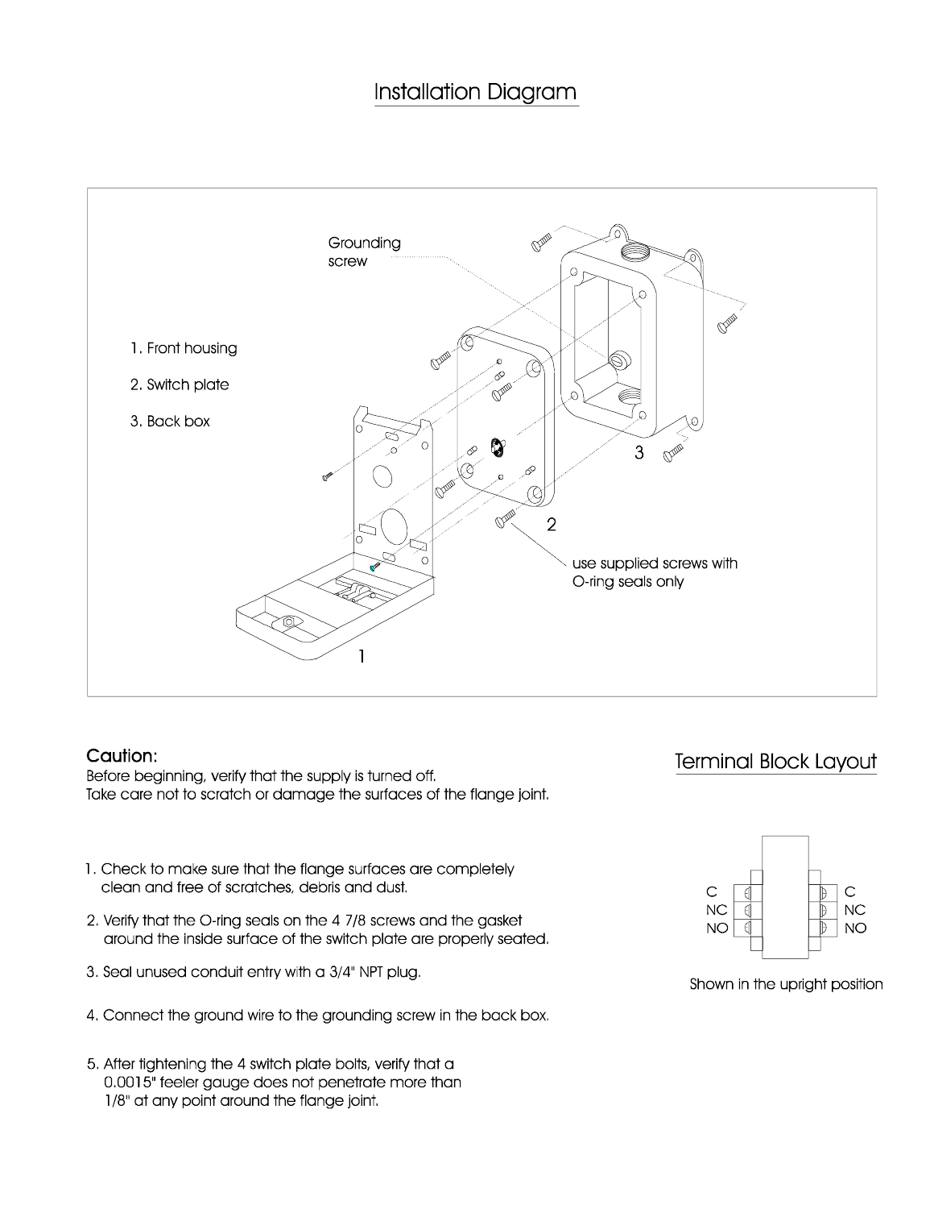# Installation Diagram

Grounding screw

1. Front housing
2. Switch plate
3. Back box

use supplied screws with O-ring seals only

1

2

3

## Caution:

Before beginning, verify that the supply is turned off.
Take care not to scratch or damage the surfaces of the flange joint.

1. Check to make sure that the flange surfaces are completely clean and free of scratches, debris and dust.
2. Verify that the O-ring seals on the 4 7/8 screws and the gasket around the inside surface of the switch plate are properly seated.
3. Seal unused conduit entry with a 3/4" NPT plug.
4. Connect the ground wire to the grounding screw in the back box.
5. After tightening the 4 switch plate bolts, verify that a 0.0015" feeler gauge does not penetrate more than 1/8" at any point around the flange joint.

## Terminal Block Layout

C
NC
NO

C
NC
NO

Shown in the upright position